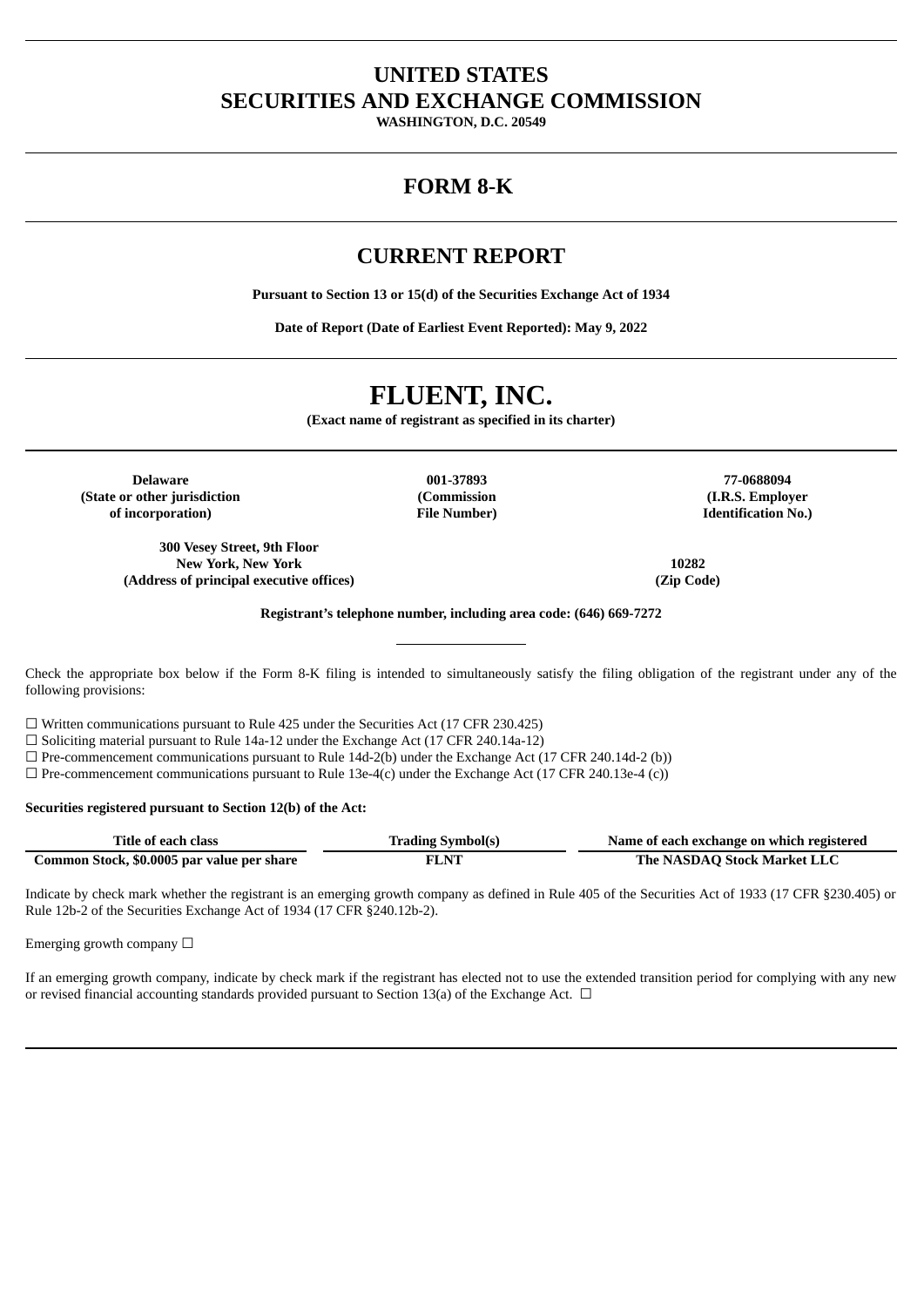# UNITED STATES
# SECURITIES AND EXCHANGE COMMISSION

**WASHINGTON, D.C. 20549**

---

## FORM 8-K

---

## CURRENT REPORT

**Pursuant to Section 13 or 15(d) of the Securities Exchange Act of 1934**

**Date of Report (Date of Earliest Event Reported): May 9, 2022**

---

# FLUENT, INC.

**(Exact name of registrant as specified in its charter)**

| Delaware | 001-37893 | 77-0688094 |
|---|---|---|
| (State or other jurisdiction of incorporation) | (Commission File Number) | (I.R.S. Employer Identification No.) |

| 300 Vesey Street, 9th Floor New York, New York | 10282 |
|---|---|
| (Address of principal executive offices) | (Zip Code) |

**Registrant's telephone number, including area code: (646) 669-7272**

---

Check the appropriate box below if the Form 8-K filing is intended to simultaneously satisfy the filing obligation of the registrant under any of the following provisions:

☐ Written communications pursuant to Rule 425 under the Securities Act (17 CFR 230.425)
☐ Soliciting material pursuant to Rule 14a-12 under the Exchange Act (17 CFR 240.14a-12)
☐ Pre-commencement communications pursuant to Rule 14d-2(b) under the Exchange Act (17 CFR 240.14d-2 (b))
☐ Pre-commencement communications pursuant to Rule 13e-4(c) under the Exchange Act (17 CFR 240.13e-4 (c))

**Securities registered pursuant to Section 12(b) of the Act:**

| Title of each class | Trading Symbol(s) | Name of each exchange on which registered |
|---|---|---|
| Common Stock, $0.0005 par value per share | FLNT | The NASDAQ Stock Market LLC |

Indicate by check mark whether the registrant is an emerging growth company as defined in Rule 405 of the Securities Act of 1933 (17 CFR §230.405) or Rule 12b-2 of the Securities Exchange Act of 1934 (17 CFR §240.12b-2).

Emerging growth company ☐

If an emerging growth company, indicate by check mark if the registrant has elected not to use the extended transition period for complying with any new or revised financial accounting standards provided pursuant to Section 13(a) of the Exchange Act. ☐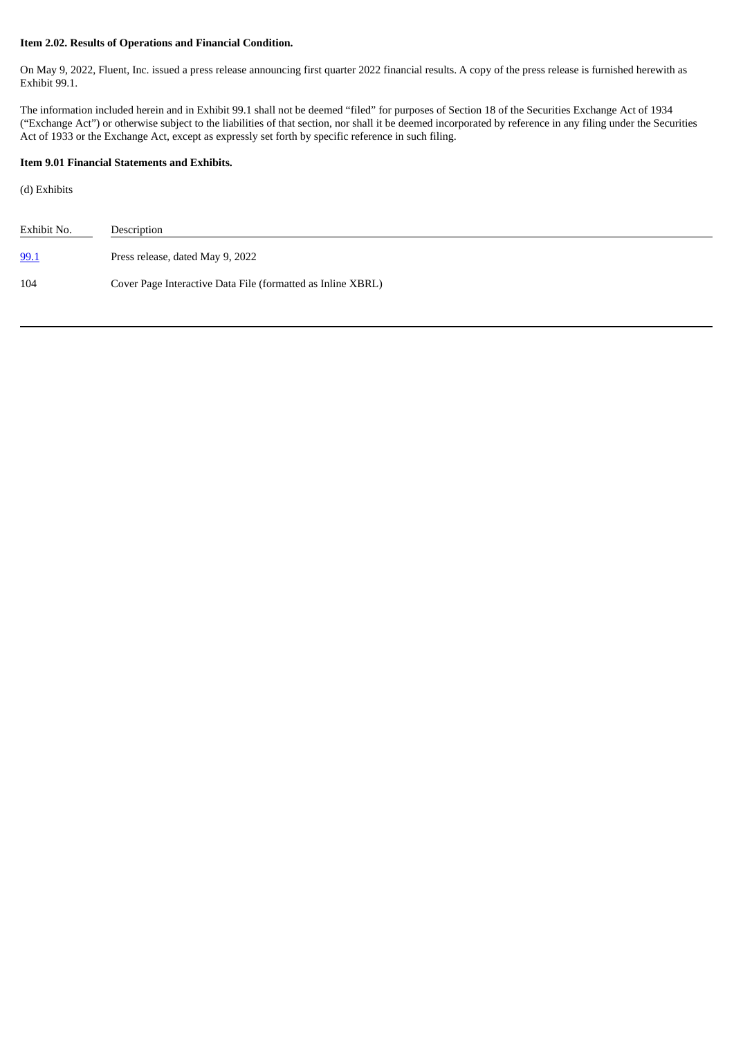**Item 2.02. Results of Operations and Financial Condition.**

On May 9, 2022, Fluent, Inc. issued a press release announcing first quarter 2022 financial results. A copy of the press release is furnished herewith as Exhibit 99.1.

The information included herein and in Exhibit 99.1 shall not be deemed "filed" for purposes of Section 18 of the Securities Exchange Act of 1934 ("Exchange Act") or otherwise subject to the liabilities of that section, nor shall it be deemed incorporated by reference in any filing under the Securities Act of 1933 or the Exchange Act, except as expressly set forth by specific reference in such filing.

**Item 9.01 Financial Statements and Exhibits.**

(d) Exhibits

| Exhibit No. | Description |
| --- | --- |
| 99.1 | Press release, dated May 9, 2022 |
| 104 | Cover Page Interactive Data File (formatted as Inline XBRL) |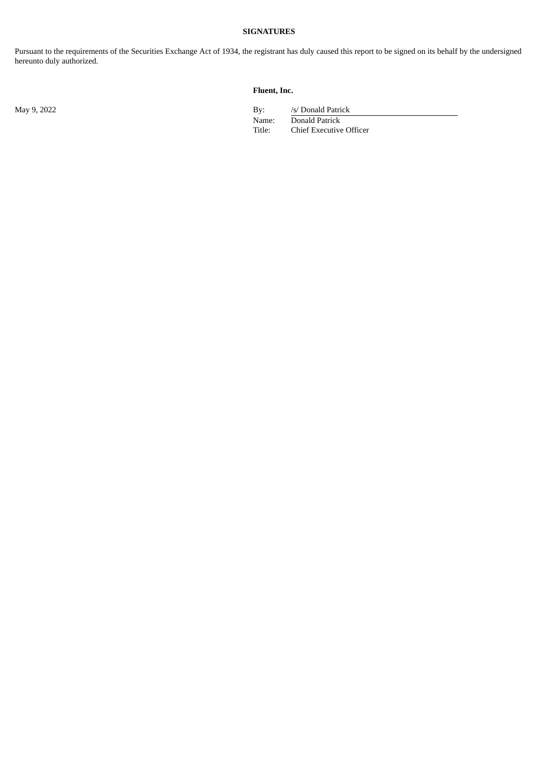**SIGNATURES**

Pursuant to the requirements of the Securities Exchange Act of 1934, the registrant has duly caused this report to be signed on its behalf by the undersigned hereunto duly authorized.

**Fluent, Inc.**

May 9, 2022

| | |
|---|---|
| By: | /s/ Donald Patrick |
| Name: | Donald Patrick |
| Title: | Chief Executive Officer |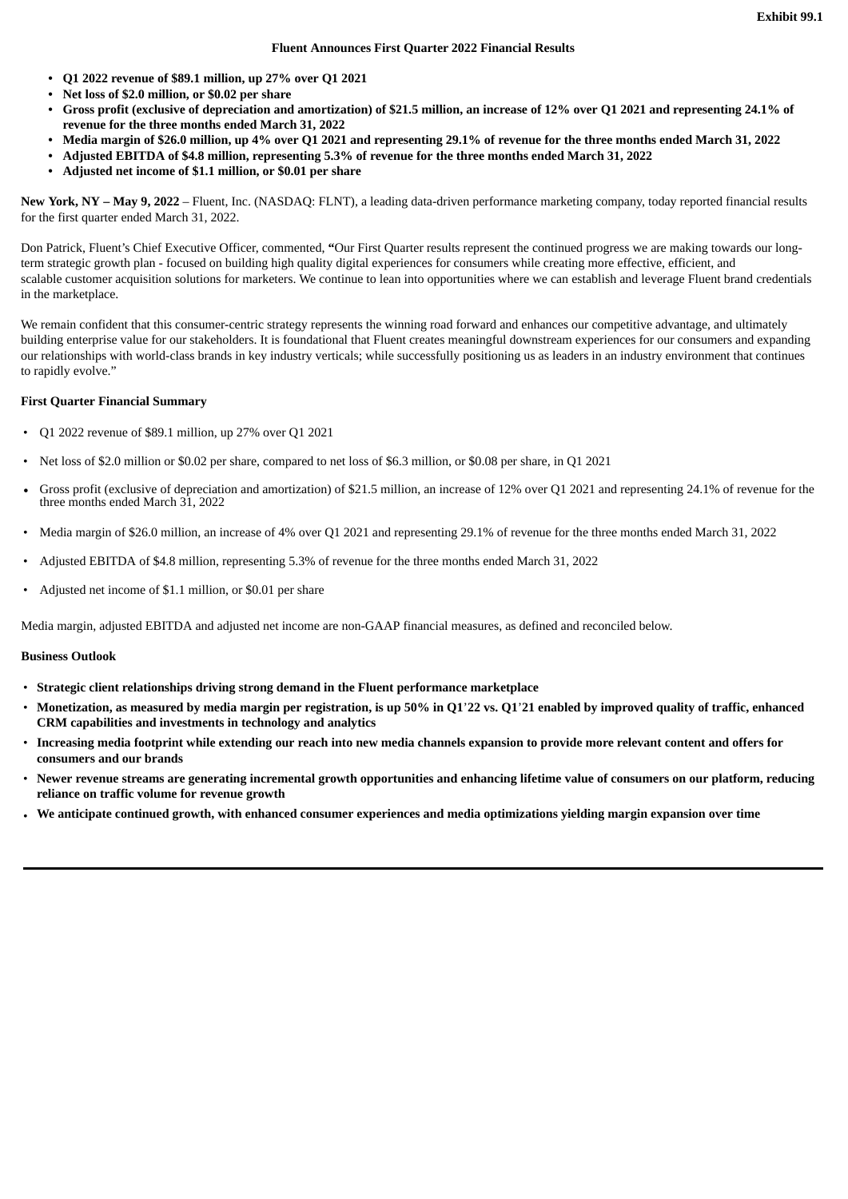**Exhibit 99.1**

**Fluent Announces First Quarter 2022 Financial Results**

- **Q1 2022 revenue of $89.1 million, up 27% over Q1 2021**
- **Net loss of $2.0 million, or $0.02 per share**
- **Gross profit (exclusive of depreciation and amortization) of $21.5 million, an increase of 12% over Q1 2021 and representing 24.1% of revenue for the three months ended March 31, 2022**
- **Media margin of $26.0 million, up 4% over Q1 2021 and representing 29.1% of revenue for the three months ended March 31, 2022**
- **Adjusted EBITDA of $4.8 million, representing 5.3% of revenue for the three months ended March 31, 2022**
- **Adjusted net income of $1.1 million, or $0.01 per share**

**New York, NY – May 9, 2022** – Fluent, Inc. (NASDAQ: FLNT), a leading data-driven performance marketing company, today reported financial results for the first quarter ended March 31, 2022.

Don Patrick, Fluent's Chief Executive Officer, commented, **"**Our First Quarter results represent the continued progress we are making towards our long-term strategic growth plan - focused on building high quality digital experiences for consumers while creating more effective, efficient, and scalable customer acquisition solutions for marketers. We continue to lean into opportunities where we can establish and leverage Fluent brand credentials in the marketplace.

We remain confident that this consumer-centric strategy represents the winning road forward and enhances our competitive advantage, and ultimately building enterprise value for our stakeholders. It is foundational that Fluent creates meaningful downstream experiences for our consumers and expanding our relationships with world-class brands in key industry verticals; while successfully positioning us as leaders in an industry environment that continues to rapidly evolve."

**First Quarter Financial Summary**

- Q1 2022 revenue of $89.1 million, up 27% over Q1 2021
- Net loss of $2.0 million or $0.02 per share, compared to net loss of $6.3 million, or $0.08 per share, in Q1 2021
- Gross profit (exclusive of depreciation and amortization) of $21.5 million, an increase of 12% over Q1 2021 and representing 24.1% of revenue for the three months ended March 31, 2022
- Media margin of $26.0 million, an increase of 4% over Q1 2021 and representing 29.1% of revenue for the three months ended March 31, 2022
- Adjusted EBITDA of $4.8 million, representing 5.3% of revenue for the three months ended March 31, 2022
- Adjusted net income of $1.1 million, or $0.01 per share

Media margin, adjusted EBITDA and adjusted net income are non-GAAP financial measures, as defined and reconciled below.

**Business Outlook**

- **Strategic client relationships driving strong demand in the Fluent performance marketplace**
- **Monetization, as measured by media margin per registration, is up 50% in Q1'22 vs. Q1'21 enabled by improved quality of traffic, enhanced CRM capabilities and investments in technology and analytics**
- **Increasing media footprint while extending our reach into new media channels expansion to provide more relevant content and offers for consumers and our brands**
- **Newer revenue streams are generating incremental growth opportunities and enhancing lifetime value of consumers on our platform, reducing reliance on traffic volume for revenue growth**
- **We anticipate continued growth, with enhanced consumer experiences and media optimizations yielding margin expansion over time**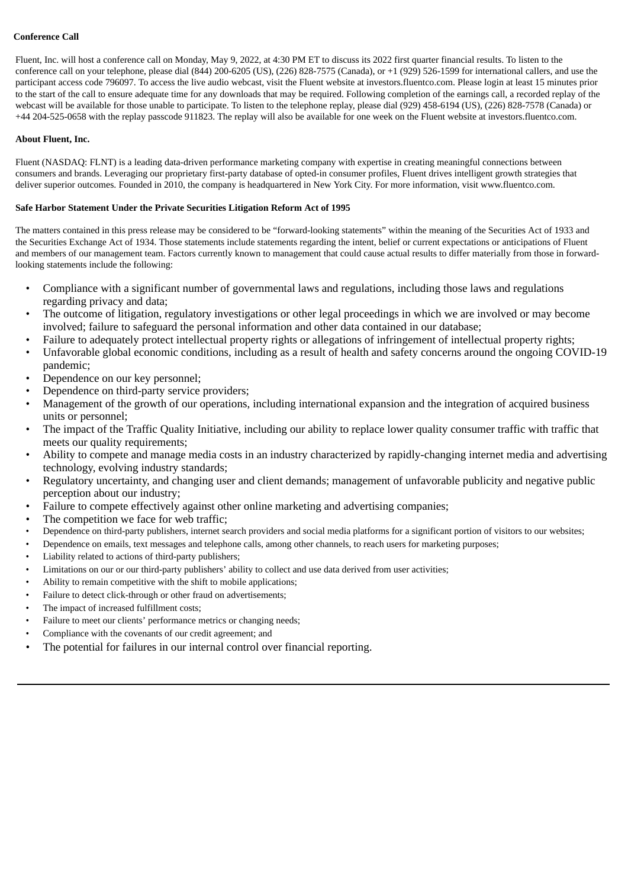**Conference Call**

Fluent, Inc. will host a conference call on Monday, May 9, 2022, at 4:30 PM ET to discuss its 2022 first quarter financial results. To listen to the conference call on your telephone, please dial (844) 200-6205 (US), (226) 828-7575 (Canada), or +1 (929) 526-1599 for international callers, and use the participant access code 796097. To access the live audio webcast, visit the Fluent website at investors.fluentco.com. Please login at least 15 minutes prior to the start of the call to ensure adequate time for any downloads that may be required. Following completion of the earnings call, a recorded replay of the webcast will be available for those unable to participate. To listen to the telephone replay, please dial (929) 458-6194 (US), (226) 828-7578 (Canada) or +44 204-525-0658 with the replay passcode 911823. The replay will also be available for one week on the Fluent website at investors.fluentco.com.

**About Fluent, Inc.**

Fluent (NASDAQ: FLNT) is a leading data-driven performance marketing company with expertise in creating meaningful connections between consumers and brands. Leveraging our proprietary first-party database of opted-in consumer profiles, Fluent drives intelligent growth strategies that deliver superior outcomes. Founded in 2010, the company is headquartered in New York City. For more information, visit www.fluentco.com.

**Safe Harbor Statement Under the Private Securities Litigation Reform Act of 1995**

The matters contained in this press release may be considered to be "forward-looking statements" within the meaning of the Securities Act of 1933 and the Securities Exchange Act of 1934. Those statements include statements regarding the intent, belief or current expectations or anticipations of Fluent and members of our management team. Factors currently known to management that could cause actual results to differ materially from those in forward-looking statements include the following:

- Compliance with a significant number of governmental laws and regulations, including those laws and regulations regarding privacy and data;
- The outcome of litigation, regulatory investigations or other legal proceedings in which we are involved or may become involved; failure to safeguard the personal information and other data contained in our database;
- Failure to adequately protect intellectual property rights or allegations of infringement of intellectual property rights;
- Unfavorable global economic conditions, including as a result of health and safety concerns around the ongoing COVID-19 pandemic;
- Dependence on our key personnel;
- Dependence on third-party service providers;
- Management of the growth of our operations, including international expansion and the integration of acquired business units or personnel;
- The impact of the Traffic Quality Initiative, including our ability to replace lower quality consumer traffic with traffic that meets our quality requirements;
- Ability to compete and manage media costs in an industry characterized by rapidly-changing internet media and advertising technology, evolving industry standards;
- Regulatory uncertainty, and changing user and client demands; management of unfavorable publicity and negative public perception about our industry;
- Failure to compete effectively against other online marketing and advertising companies;
- The competition we face for web traffic;
- Dependence on third-party publishers, internet search providers and social media platforms for a significant portion of visitors to our websites;
- Dependence on emails, text messages and telephone calls, among other channels, to reach users for marketing purposes;
- Liability related to actions of third-party publishers;
- Limitations on our or our third-party publishers' ability to collect and use data derived from user activities;
- Ability to remain competitive with the shift to mobile applications;
- Failure to detect click-through or other fraud on advertisements;
- The impact of increased fulfillment costs;
- Failure to meet our clients' performance metrics or changing needs;
- Compliance with the covenants of our credit agreement; and
- The potential for failures in our internal control over financial reporting.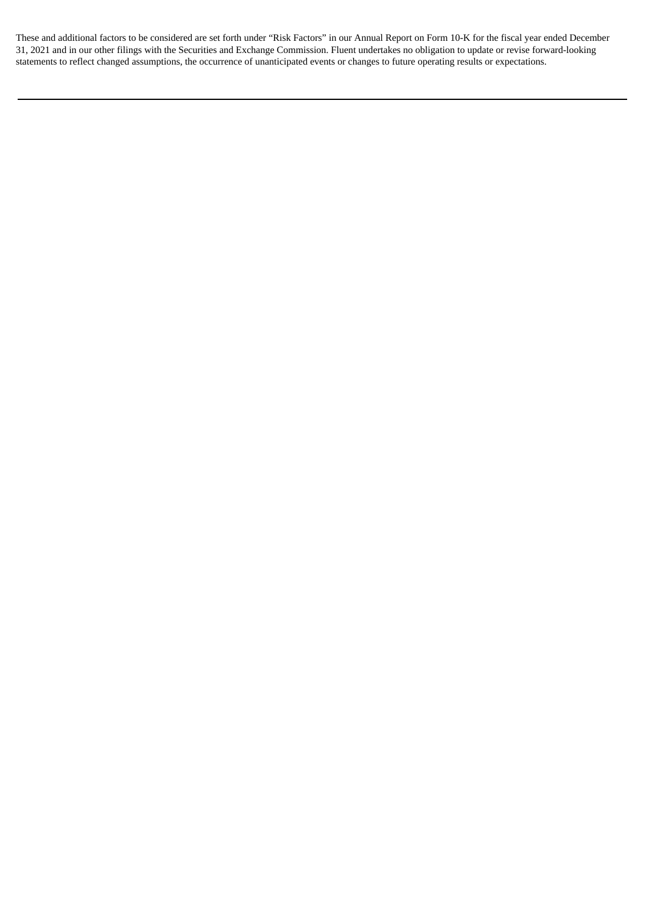These and additional factors to be considered are set forth under “Risk Factors” in our Annual Report on Form 10-K for the fiscal year ended December 31, 2021 and in our other filings with the Securities and Exchange Commission. Fluent undertakes no obligation to update or revise forward-looking statements to reflect changed assumptions, the occurrence of unanticipated events or changes to future operating results or expectations.

---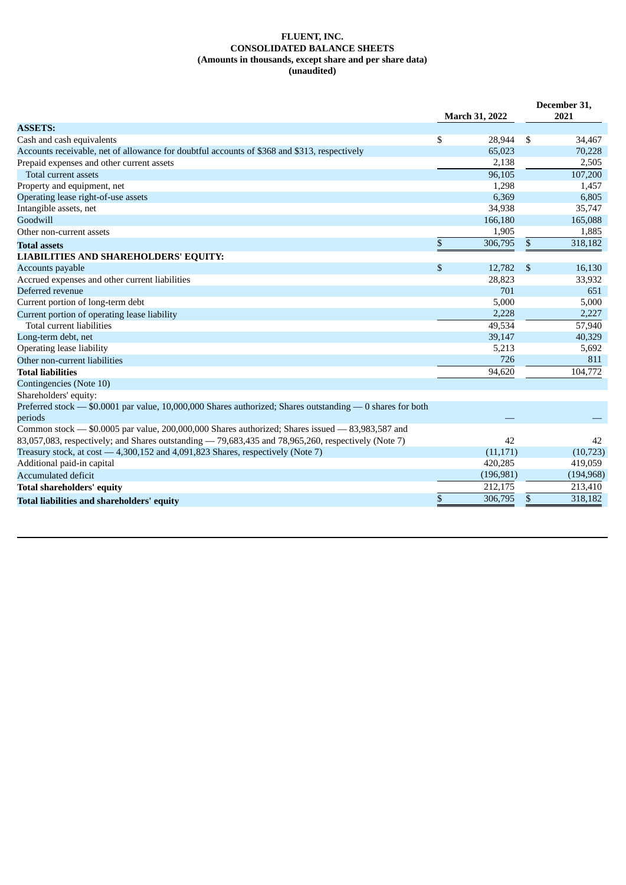**FLUENT, INC.**
**CONSOLIDATED BALANCE SHEETS**
**(Amounts in thousands, except share and per share data)**
**(unaudited)**

| | March 31, 2022 | December 31, 2021 |
|---|---|---|
| **ASSETS:** | | |
| Cash and cash equivalents | $ 28,944 | $ 34,467 |
| Accounts receivable, net of allowance for doubtful accounts of $368 and $313, respectively | 65,023 | 70,228 |
| Prepaid expenses and other current assets | 2,138 | 2,505 |
| Total current assets | 96,105 | 107,200 |
| Property and equipment, net | 1,298 | 1,457 |
| Operating lease right-of-use assets | 6,369 | 6,805 |
| Intangible assets, net | 34,938 | 35,747 |
| Goodwill | 166,180 | 165,088 |
| Other non-current assets | 1,905 | 1,885 |
| **Total assets** | $ 306,795 | $ 318,182 |
| **LIABILITIES AND SHAREHOLDERS' EQUITY:** | | |
| Accounts payable | $ 12,782 | $ 16,130 |
| Accrued expenses and other current liabilities | 28,823 | 33,932 |
| Deferred revenue | 701 | 651 |
| Current portion of long-term debt | 5,000 | 5,000 |
| Current portion of operating lease liability | 2,228 | 2,227 |
| Total current liabilities | 49,534 | 57,940 |
| Long-term debt, net | 39,147 | 40,329 |
| Operating lease liability | 5,213 | 5,692 |
| Other non-current liabilities | 726 | 811 |
| **Total liabilities** | 94,620 | 104,772 |
| Contingencies (Note 10) | | |
| Shareholders' equity: | | |
| Preferred stock — $0.0001 par value, 10,000,000 Shares authorized; Shares outstanding — 0 shares for both periods | — | — |
| Common stock — $0.0005 par value, 200,000,000 Shares authorized; Shares issued — 83,983,587 and 83,057,083, respectively; and Shares outstanding — 79,683,435 and 78,965,260, respectively (Note 7) | 42 | 42 |
| Treasury stock, at cost — 4,300,152 and 4,091,823 Shares, respectively (Note 7) | (11,171) | (10,723) |
| Additional paid-in capital | 420,285 | 419,059 |
| Accumulated deficit | (196,981) | (194,968) |
| **Total shareholders' equity** | 212,175 | 213,410 |
| **Total liabilities and shareholders' equity** | $ 306,795 | $ 318,182 |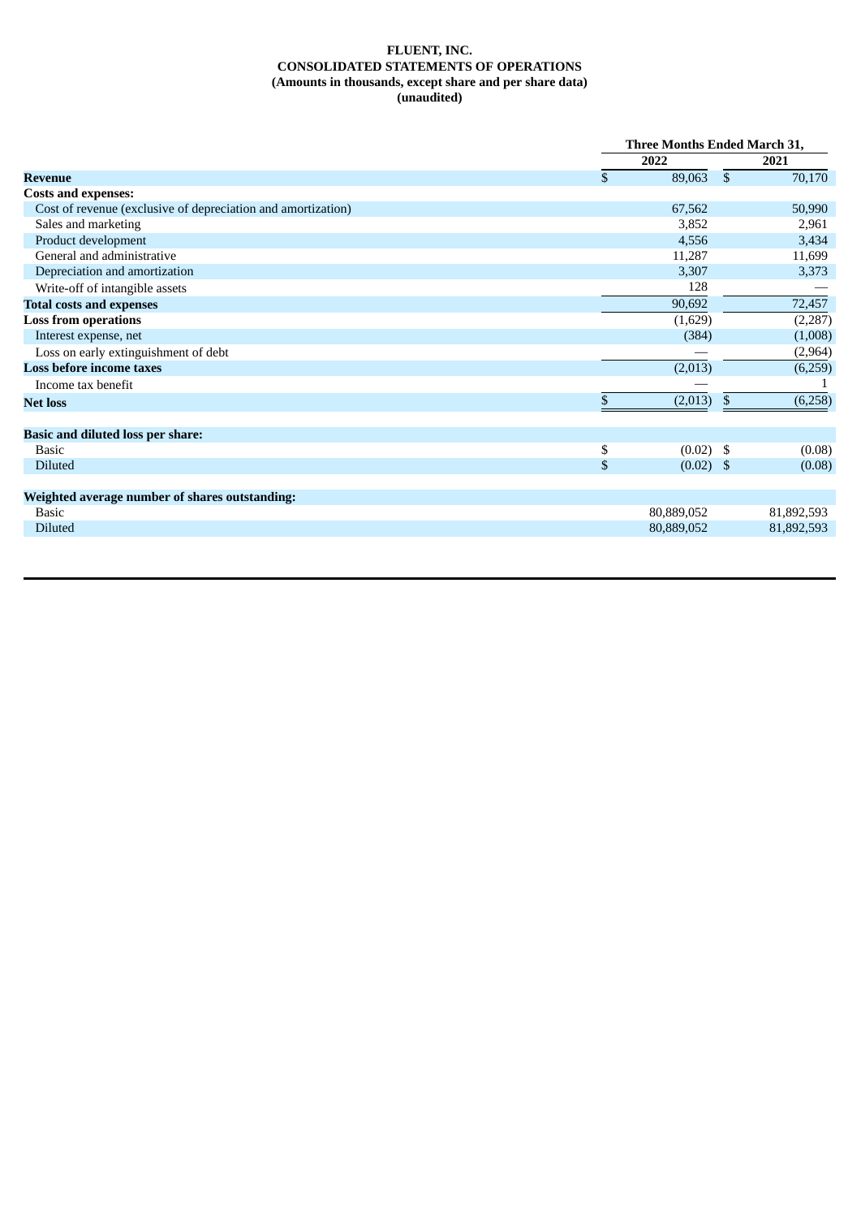**FLUENT, INC.**
**CONSOLIDATED STATEMENTS OF OPERATIONS**
**(Amounts in thousands, except share and per share data)**
**(unaudited)**

| | Three Months Ended March 31, | |
|---|---|---|
| | 2022 | 2021 |
| **Revenue** | $ 89,063 | $ 70,170 |
| **Costs and expenses:** | | |
| Cost of revenue (exclusive of depreciation and amortization) | 67,562 | 50,990 |
| Sales and marketing | 3,852 | 2,961 |
| Product development | 4,556 | 3,434 |
| General and administrative | 11,287 | 11,699 |
| Depreciation and amortization | 3,307 | 3,373 |
| Write-off of intangible assets | 128 | — |
| **Total costs and expenses** | 90,692 | 72,457 |
| **Loss from operations** | (1,629) | (2,287) |
| Interest expense, net | (384) | (1,008) |
| Loss on early extinguishment of debt | — | (2,964) |
| **Loss before income taxes** | (2,013) | (6,259) |
| Income tax benefit | — | 1 |
| **Net loss** | $ (2,013) | $ (6,258) |
| | | |
| **Basic and diluted loss per share:** | | |
| Basic | $ (0.02) | $ (0.08) |
| Diluted | $ (0.02) | $ (0.08) |
| | | |
| **Weighted average number of shares outstanding:** | | |
| Basic | 80,889,052 | 81,892,593 |
| Diluted | 80,889,052 | 81,892,593 |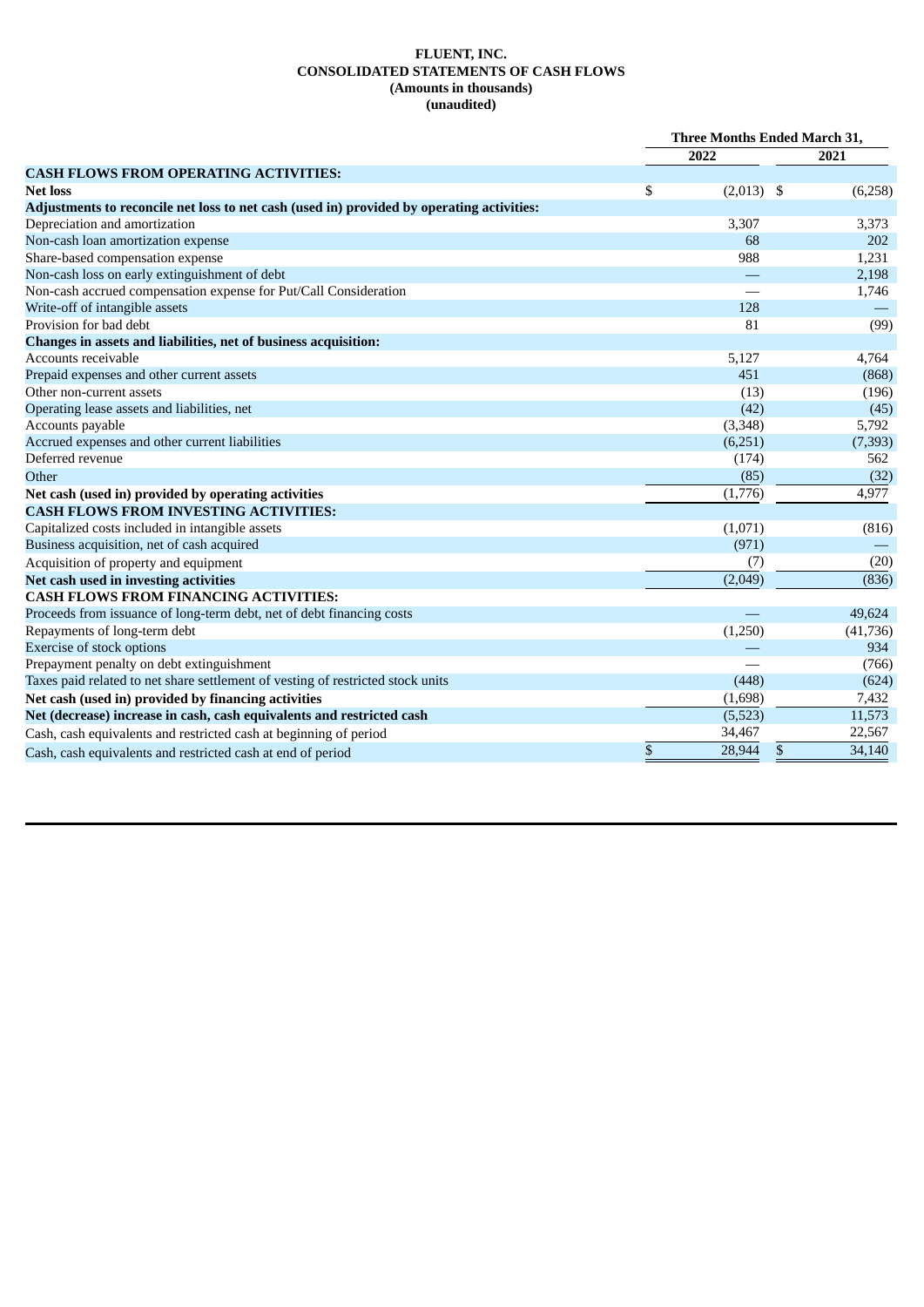**FLUENT, INC.**
**CONSOLIDATED STATEMENTS OF CASH FLOWS**
**(Amounts in thousands)**
**(unaudited)**

| | Three Months Ended March 31, | |
|---|---|---|
| | **2022** | **2021** |
| **CASH FLOWS FROM OPERATING ACTIVITIES:** | | |
| **Net loss** | $ (2,013) | $ (6,258) |
| **Adjustments to reconcile net loss to net cash (used in) provided by operating activities:** | | |
| Depreciation and amortization | 3,307 | 3,373 |
| Non-cash loan amortization expense | 68 | 202 |
| Share-based compensation expense | 988 | 1,231 |
| Non-cash loss on early extinguishment of debt | — | 2,198 |
| Non-cash accrued compensation expense for Put/Call Consideration | — | 1,746 |
| Write-off of intangible assets | 128 | — |
| Provision for bad debt | 81 | (99) |
| **Changes in assets and liabilities, net of business acquisition:** | | |
| Accounts receivable | 5,127 | 4,764 |
| Prepaid expenses and other current assets | 451 | (868) |
| Other non-current assets | (13) | (196) |
| Operating lease assets and liabilities, net | (42) | (45) |
| Accounts payable | (3,348) | 5,792 |
| Accrued expenses and other current liabilities | (6,251) | (7,393) |
| Deferred revenue | (174) | 562 |
| Other | (85) | (32) |
| **Net cash (used in) provided by operating activities** | (1,776) | 4,977 |
| **CASH FLOWS FROM INVESTING ACTIVITIES:** | | |
| Capitalized costs included in intangible assets | (1,071) | (816) |
| Business acquisition, net of cash acquired | (971) | — |
| Acquisition of property and equipment | (7) | (20) |
| **Net cash used in investing activities** | (2,049) | (836) |
| **CASH FLOWS FROM FINANCING ACTIVITIES:** | | |
| Proceeds from issuance of long-term debt, net of debt financing costs | — | 49,624 |
| Repayments of long-term debt | (1,250) | (41,736) |
| Exercise of stock options | — | 934 |
| Prepayment penalty on debt extinguishment | — | (766) |
| Taxes paid related to net share settlement of vesting of restricted stock units | (448) | (624) |
| **Net cash (used in) provided by financing activities** | (1,698) | 7,432 |
| **Net (decrease) increase in cash, cash equivalents and restricted cash** | (5,523) | 11,573 |
| Cash, cash equivalents and restricted cash at beginning of period | 34,467 | 22,567 |
| Cash, cash equivalents and restricted cash at end of period | $ 28,944 | $ 34,140 |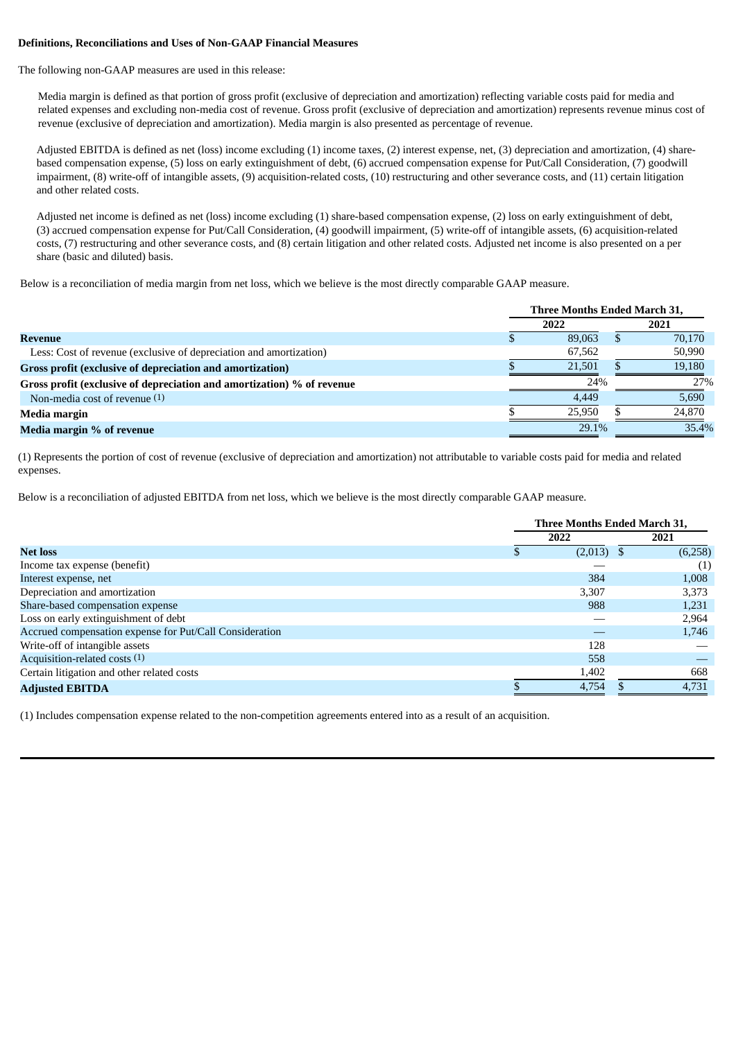**Definitions, Reconciliations and Uses of Non-GAAP Financial Measures**

The following non-GAAP measures are used in this release:

Media margin is defined as that portion of gross profit (exclusive of depreciation and amortization) reflecting variable costs paid for media and related expenses and excluding non-media cost of revenue. Gross profit (exclusive of depreciation and amortization) represents revenue minus cost of revenue (exclusive of depreciation and amortization). Media margin is also presented as percentage of revenue.

Adjusted EBITDA is defined as net (loss) income excluding (1) income taxes, (2) interest expense, net, (3) depreciation and amortization, (4) share-based compensation expense, (5) loss on early extinguishment of debt, (6) accrued compensation expense for Put/Call Consideration, (7) goodwill impairment, (8) write-off of intangible assets, (9) acquisition-related costs, (10) restructuring and other severance costs, and (11) certain litigation and other related costs.

Adjusted net income is defined as net (loss) income excluding (1) share-based compensation expense, (2) loss on early extinguishment of debt, (3) accrued compensation expense for Put/Call Consideration, (4) goodwill impairment, (5) write-off of intangible assets, (6) acquisition-related costs, (7) restructuring and other severance costs, and (8) certain litigation and other related costs. Adjusted net income is also presented on a per share (basic and diluted) basis.

Below is a reconciliation of media margin from net loss, which we believe is the most directly comparable GAAP measure.

| | Three Months Ended March 31, | |
|---|---|---|
| | 2022 | 2021 |
| **Revenue** | $ 89,063 | $ 70,170 |
| Less: Cost of revenue (exclusive of depreciation and amortization) | 67,562 | 50,990 |
| **Gross profit (exclusive of depreciation and amortization)** | $ 21,501 | $ 19,180 |
| **Gross profit (exclusive of depreciation and amortization) % of revenue** | 24% | 27% |
| Non-media cost of revenue (1) | 4,449 | 5,690 |
| **Media margin** | $ 25,950 | $ 24,870 |
| **Media margin % of revenue** | 29.1% | 35.4% |

(1) Represents the portion of cost of revenue (exclusive of depreciation and amortization) not attributable to variable costs paid for media and related expenses.

Below is a reconciliation of adjusted EBITDA from net loss, which we believe is the most directly comparable GAAP measure.

| | Three Months Ended March 31, | |
|---|---|---|
| | 2022 | 2021 |
| **Net loss** | $ (2,013) | $ (6,258) |
| Income tax expense (benefit) | — | (1) |
| Interest expense, net | 384 | 1,008 |
| Depreciation and amortization | 3,307 | 3,373 |
| Share-based compensation expense | 988 | 1,231 |
| Loss on early extinguishment of debt | — | 2,964 |
| Accrued compensation expense for Put/Call Consideration | — | 1,746 |
| Write-off of intangible assets | 128 | — |
| Acquisition-related costs (1) | 558 | — |
| Certain litigation and other related costs | 1,402 | 668 |
| **Adjusted EBITDA** | $ 4,754 | $ 4,731 |

(1) Includes compensation expense related to the non-competition agreements entered into as a result of an acquisition.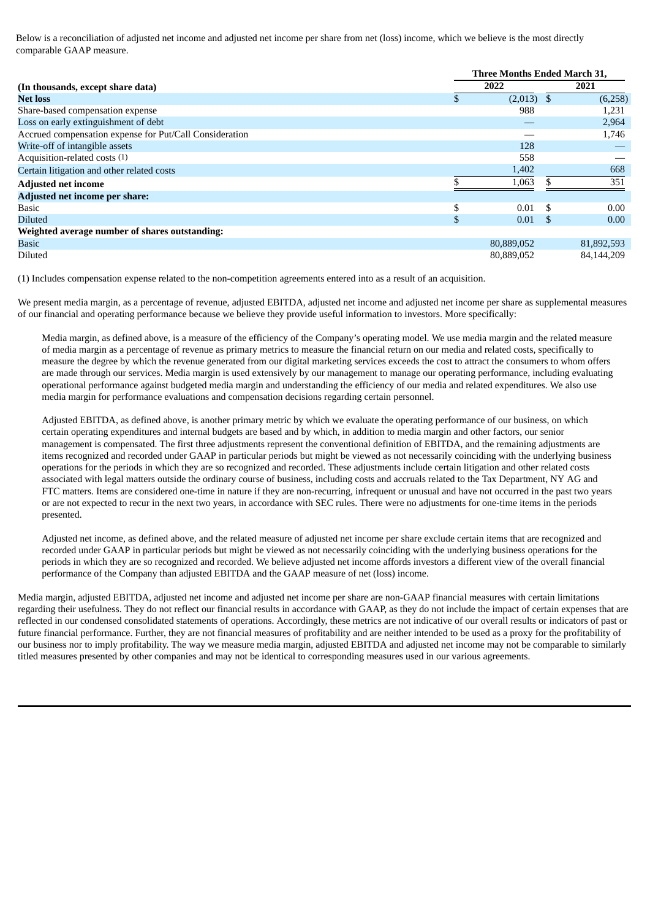Below is a reconciliation of adjusted net income and adjusted net income per share from net (loss) income, which we believe is the most directly comparable GAAP measure.

| (In thousands, except share data) | Three Months Ended March 31, 2022 | 2021 |
|---|---|---|
| **Net loss** | $ (2,013) | $ (6,258) |
| Share-based compensation expense | 988 | 1,231 |
| Loss on early extinguishment of debt | — | 2,964 |
| Accrued compensation expense for Put/Call Consideration | — | 1,746 |
| Write-off of intangible assets | 128 | — |
| Acquisition-related costs (1) | 558 | — |
| Certain litigation and other related costs | 1,402 | 668 |
| **Adjusted net income** | $ 1,063 | $ 351 |
| **Adjusted net income per share:** | | |
| Basic | $ 0.01 | $ 0.00 |
| Diluted | $ 0.01 | $ 0.00 |
| **Weighted average number of shares outstanding:** | | |
| Basic | 80,889,052 | 81,892,593 |
| Diluted | 80,889,052 | 84,144,209 |

(1) Includes compensation expense related to the non-competition agreements entered into as a result of an acquisition.

We present media margin, as a percentage of revenue, adjusted EBITDA, adjusted net income and adjusted net income per share as supplemental measures of our financial and operating performance because we believe they provide useful information to investors. More specifically:

Media margin, as defined above, is a measure of the efficiency of the Company's operating model. We use media margin and the related measure of media margin as a percentage of revenue as primary metrics to measure the financial return on our media and related costs, specifically to measure the degree by which the revenue generated from our digital marketing services exceeds the cost to attract the consumers to whom offers are made through our services. Media margin is used extensively by our management to manage our operating performance, including evaluating operational performance against budgeted media margin and understanding the efficiency of our media and related expenditures. We also use media margin for performance evaluations and compensation decisions regarding certain personnel.

Adjusted EBITDA, as defined above, is another primary metric by which we evaluate the operating performance of our business, on which certain operating expenditures and internal budgets are based and by which, in addition to media margin and other factors, our senior management is compensated. The first three adjustments represent the conventional definition of EBITDA, and the remaining adjustments are items recognized and recorded under GAAP in particular periods but might be viewed as not necessarily coinciding with the underlying business operations for the periods in which they are so recognized and recorded. These adjustments include certain litigation and other related costs associated with legal matters outside the ordinary course of business, including costs and accruals related to the Tax Department, NY AG and FTC matters. Items are considered one-time in nature if they are non-recurring, infrequent or unusual and have not occurred in the past two years or are not expected to recur in the next two years, in accordance with SEC rules. There were no adjustments for one-time items in the periods presented.

Adjusted net income, as defined above, and the related measure of adjusted net income per share exclude certain items that are recognized and recorded under GAAP in particular periods but might be viewed as not necessarily coinciding with the underlying business operations for the periods in which they are so recognized and recorded. We believe adjusted net income affords investors a different view of the overall financial performance of the Company than adjusted EBITDA and the GAAP measure of net (loss) income.

Media margin, adjusted EBITDA, adjusted net income and adjusted net income per share are non-GAAP financial measures with certain limitations regarding their usefulness. They do not reflect our financial results in accordance with GAAP, as they do not include the impact of certain expenses that are reflected in our condensed consolidated statements of operations. Accordingly, these metrics are not indicative of our overall results or indicators of past or future financial performance. Further, they are not financial measures of profitability and are neither intended to be used as a proxy for the profitability of our business nor to imply profitability. The way we measure media margin, adjusted EBITDA and adjusted net income may not be comparable to similarly titled measures presented by other companies and may not be identical to corresponding measures used in our various agreements.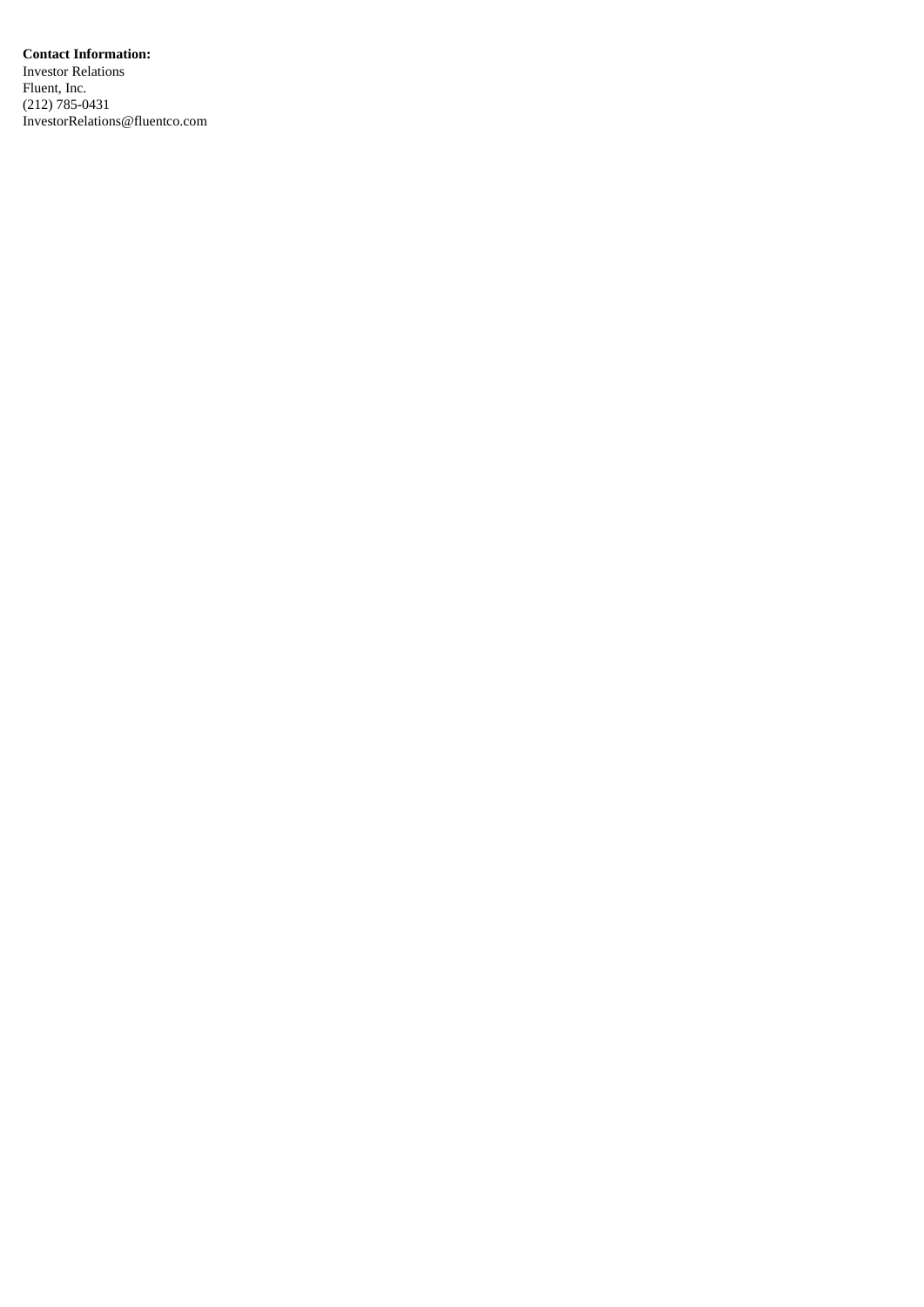**Contact Information:**
Investor Relations
Fluent, Inc.
(212) 785-0431
InvestorRelations@fluentco.com